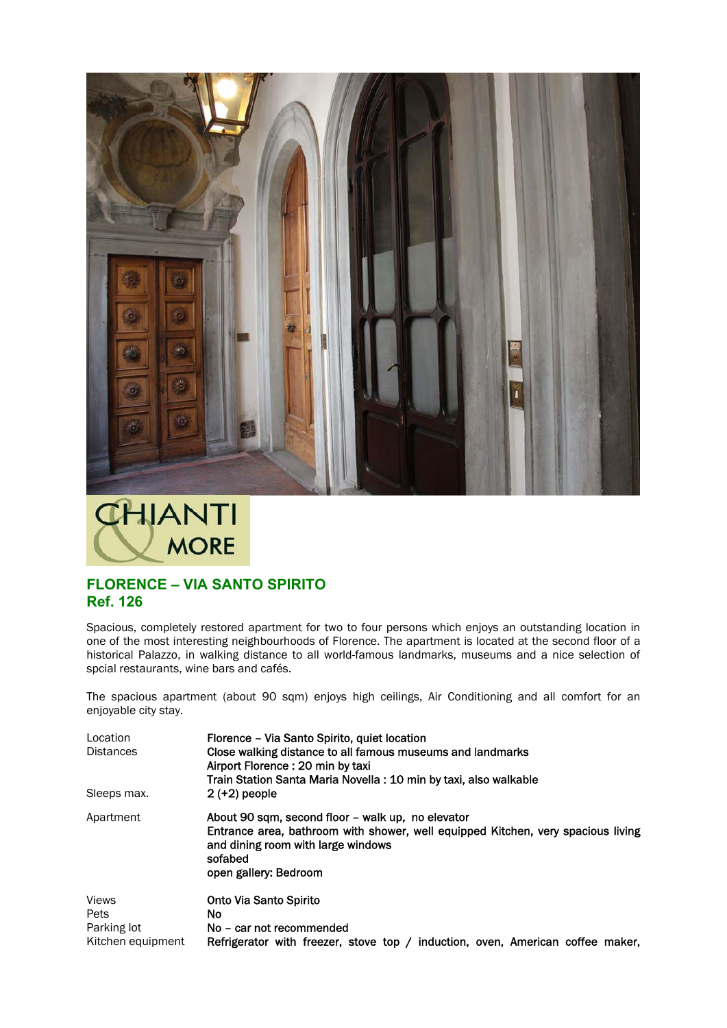CHIANTI & MORE

## FLORENCE – VIA SANTO SPIRITO
## Ref. 126

Spacious, completely restored apartment for two to four persons which enjoys an outstanding location in one of the most interesting neighbourhoods of Florence. The apartment is located at the second floor of a historical Palazzo, in walking distance to all world-famous landmarks, museums and a nice selection of spcial restaurants, wine bars and cafés.

The spacious apartment (about 90 sqm) enjoys high ceilings, Air Conditioning and all comfort for an enjoyable city stay.

| | |
|---|---|
| Location | Florence – Via Santo Spirito, quiet location |
| Distances | Close walking distance to all famous museums and landmarks<br>Airport Florence : 20 min by taxi<br>Train Station Santa Maria Novella : 10 min by taxi, also walkable |
| Sleeps max. | 2 (+2) people |
| Apartment | About 90 sqm, second floor – walk up, no elevator<br>Entrance area, bathroom with shower, well equipped Kitchen, very spacious living and dining room with large windows<br>sofabed<br>open gallery: Bedroom |
| Views | Onto Via Santo Spirito |
| Pets | No |
| Parking lot | No – car not recommended |
| Kitchen equipment | Refrigerator with freezer, stove top / induction, oven, American coffee maker, |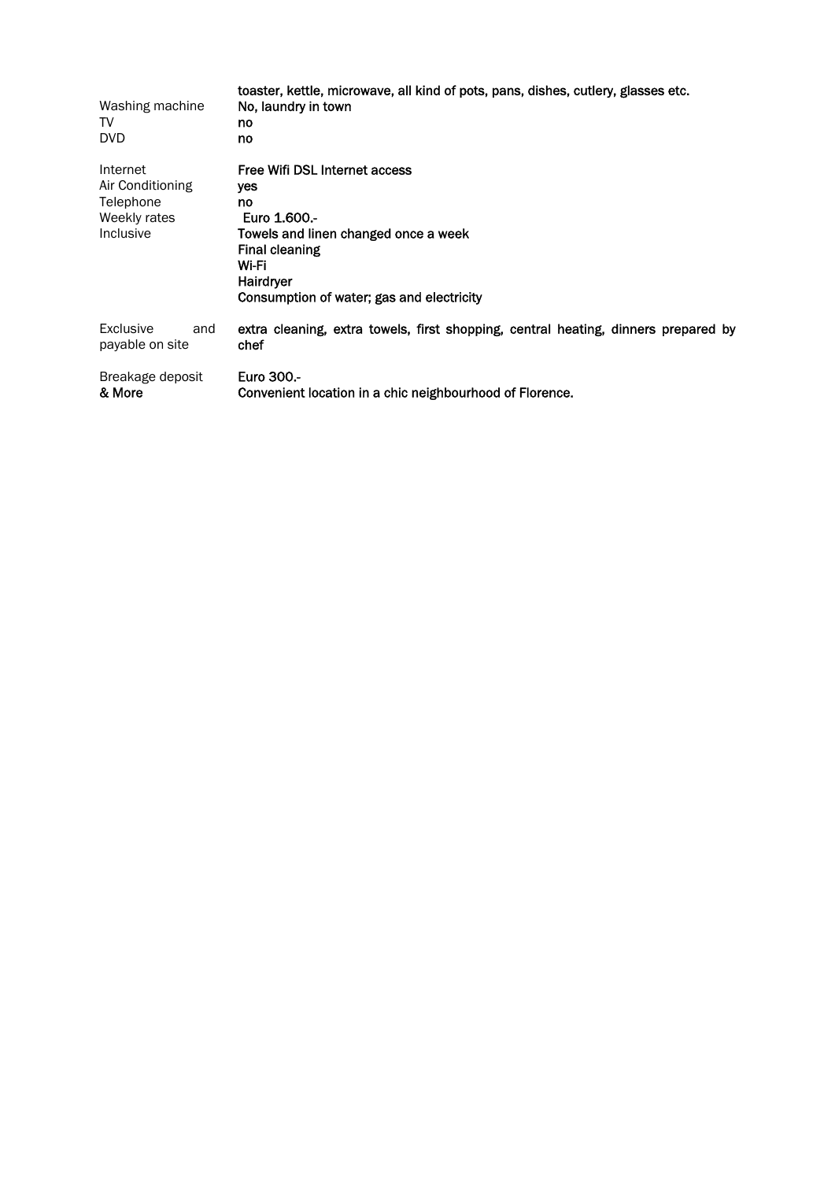| | |
|---|---|
| | toaster, kettle, microwave, all kind of pots, pans, dishes, cutlery, glasses etc. |
| Washing machine | No, laundry in town |
| TV | no |
| DVD | no |
| Internet | Free Wifi DSL Internet access |
| Air Conditioning | yes |
| Telephone | no |
| Weekly rates | Euro 1.600.- |
| Inclusive | Towels and linen changed once a week<br>Final cleaning<br>Wi-Fi<br>Hairdryer<br>Consumption of water; gas and electricity |
| Exclusive and payable on site | extra cleaning, extra towels, first shopping, central heating, dinners prepared by chef |
| Breakage deposit | Euro 300.- |
| **& More** | Convenient location in a chic neighbourhood of Florence. |